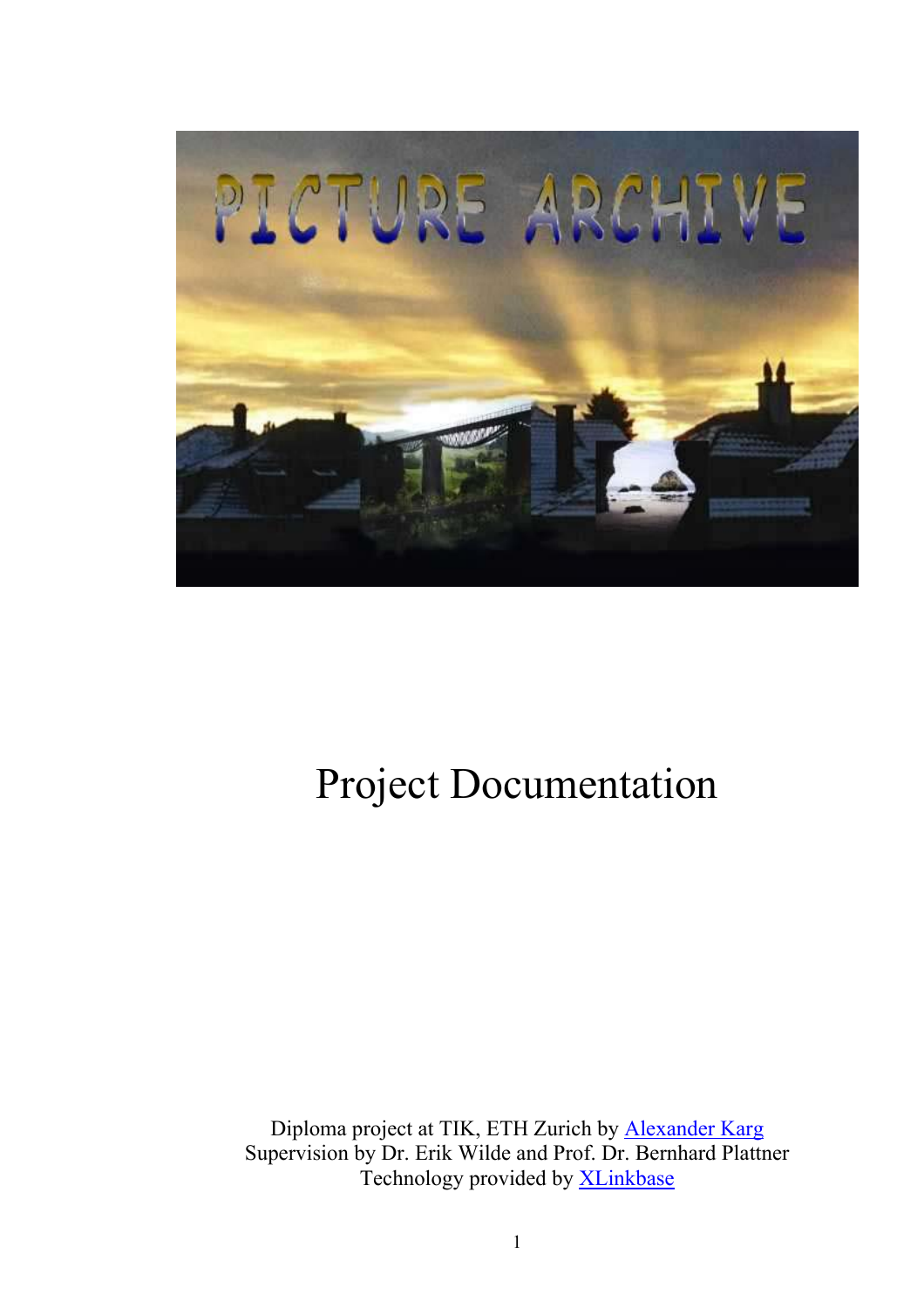# Project Documentation

Diploma project at TIK, ETH Zurich by Alexander Karg
Supervision by Dr. Erik Wilde and Prof. Dr. Bernhard Plattner
Technology provided by XLinkbase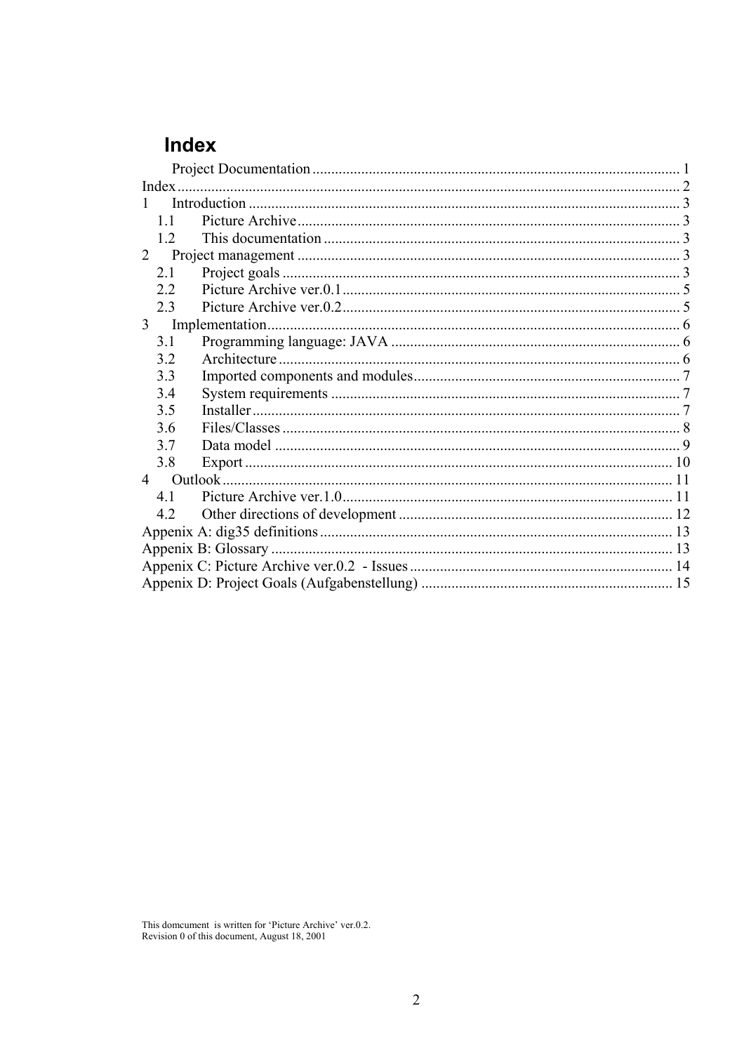# Index

Project Documentation ... 1
Index ... 2
1 Introduction ... 3
 1.1 Picture Archive ... 3
 1.2 This documentation ... 3
2 Project management ... 3
 2.1 Project goals ... 3
 2.2 Picture Archive ver.0.1 ... 5
 2.3 Picture Archive ver.0.2 ... 5
3 Implementation ... 6
 3.1 Programming language: JAVA ... 6
 3.2 Architecture ... 6
 3.3 Imported components and modules ... 7
 3.4 System requirements ... 7
 3.5 Installer ... 7
 3.6 Files/Classes ... 8
 3.7 Data model ... 9
 3.8 Export ... 10
4 Outlook ... 11
 4.1 Picture Archive ver.1.0 ... 11
 4.2 Other directions of development ... 12
Appenix A: dig35 definitions ... 13
Appenix B: Glossary ... 13
Appenix C: Picture Archive ver.0.2 - Issues ... 14
Appenix D: Project Goals (Aufgabenstellung) ... 15

This domcument is written for 'Picture Archive' ver.0.2.
Revision 0 of this document, August 18, 2001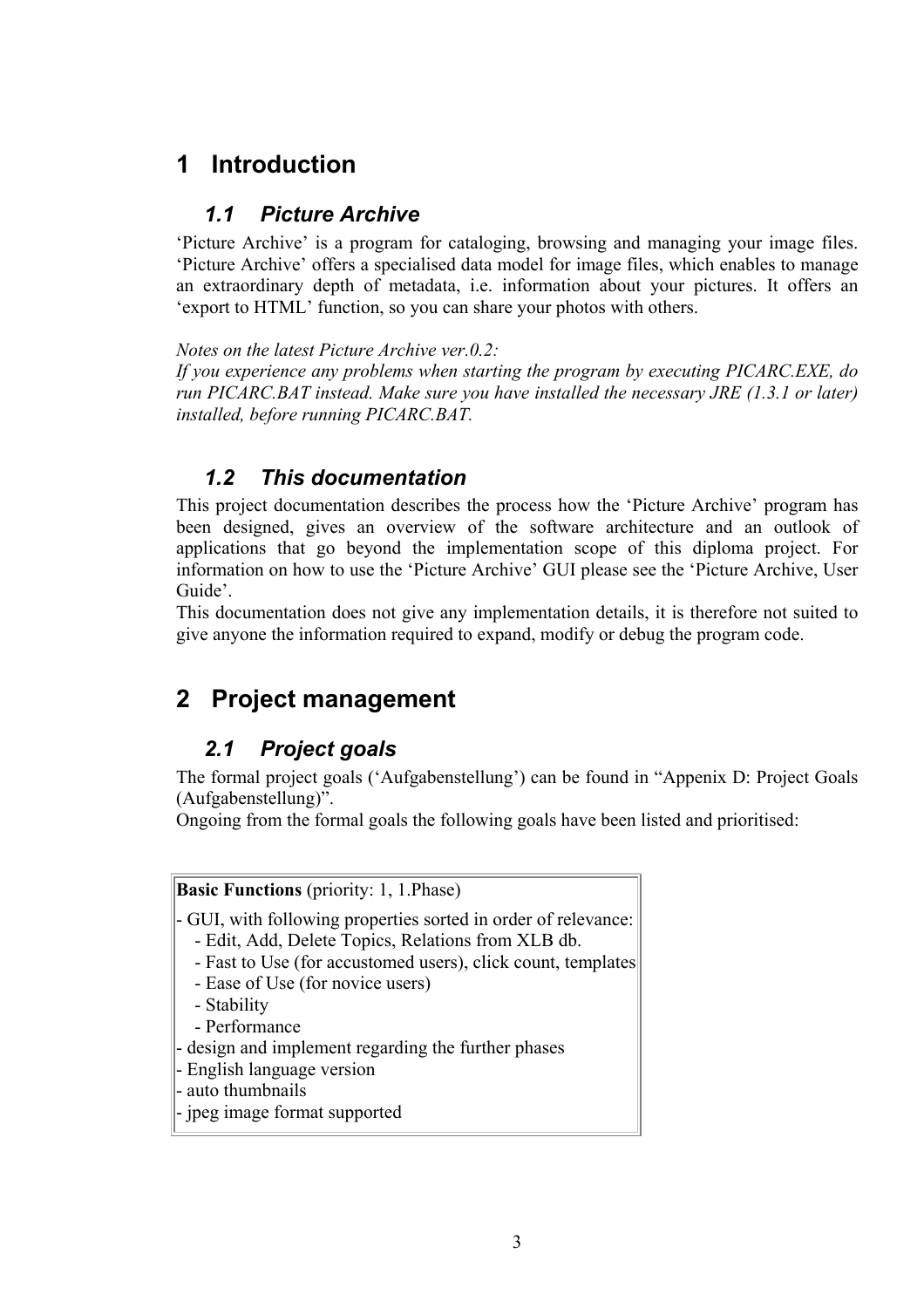# 1 Introduction

## 1.1 Picture Archive

'Picture Archive' is a program for cataloging, browsing and managing your image files. 'Picture Archive' offers a specialised data model for image files, which enables to manage an extraordinary depth of metadata, i.e. information about your pictures. It offers an 'export to HTML' function, so you can share your photos with others.

*Notes on the latest Picture Archive ver.0.2:*
*If you experience any problems when starting the program by executing PICARC.EXE, do run PICARC.BAT instead. Make sure you have installed the necessary JRE (1.3.1 or later) installed, before running PICARC.BAT.*

## 1.2 This documentation

This project documentation describes the process how the 'Picture Archive' program has been designed, gives an overview of the software architecture and an outlook of applications that go beyond the implementation scope of this diploma project. For information on how to use the 'Picture Archive' GUI please see the 'Picture Archive, User Guide'.
This documentation does not give any implementation details, it is therefore not suited to give anyone the information required to expand, modify or debug the program code.

# 2 Project management

## 2.1 Project goals

The formal project goals ('Aufgabenstellung') can be found in "Appenix D: Project Goals (Aufgabenstellung)".
Ongoing from the formal goals the following goals have been listed and prioritised:

| **Basic Functions** (priority: 1, 1.Phase) |
|---|
| - GUI, with following properties sorted in order of relevance:<br>&nbsp;&nbsp;&nbsp;&nbsp;- Edit, Add, Delete Topics, Relations from XLB db.<br>&nbsp;&nbsp;&nbsp;&nbsp;- Fast to Use (for accustomed users), click count, templates<br>&nbsp;&nbsp;&nbsp;&nbsp;- Ease of Use (for novice users)<br>&nbsp;&nbsp;&nbsp;&nbsp;- Stability<br>&nbsp;&nbsp;&nbsp;&nbsp;- Performance<br>- design and implement regarding the further phases<br>- English language version<br>- auto thumbnails<br>- jpeg image format supported |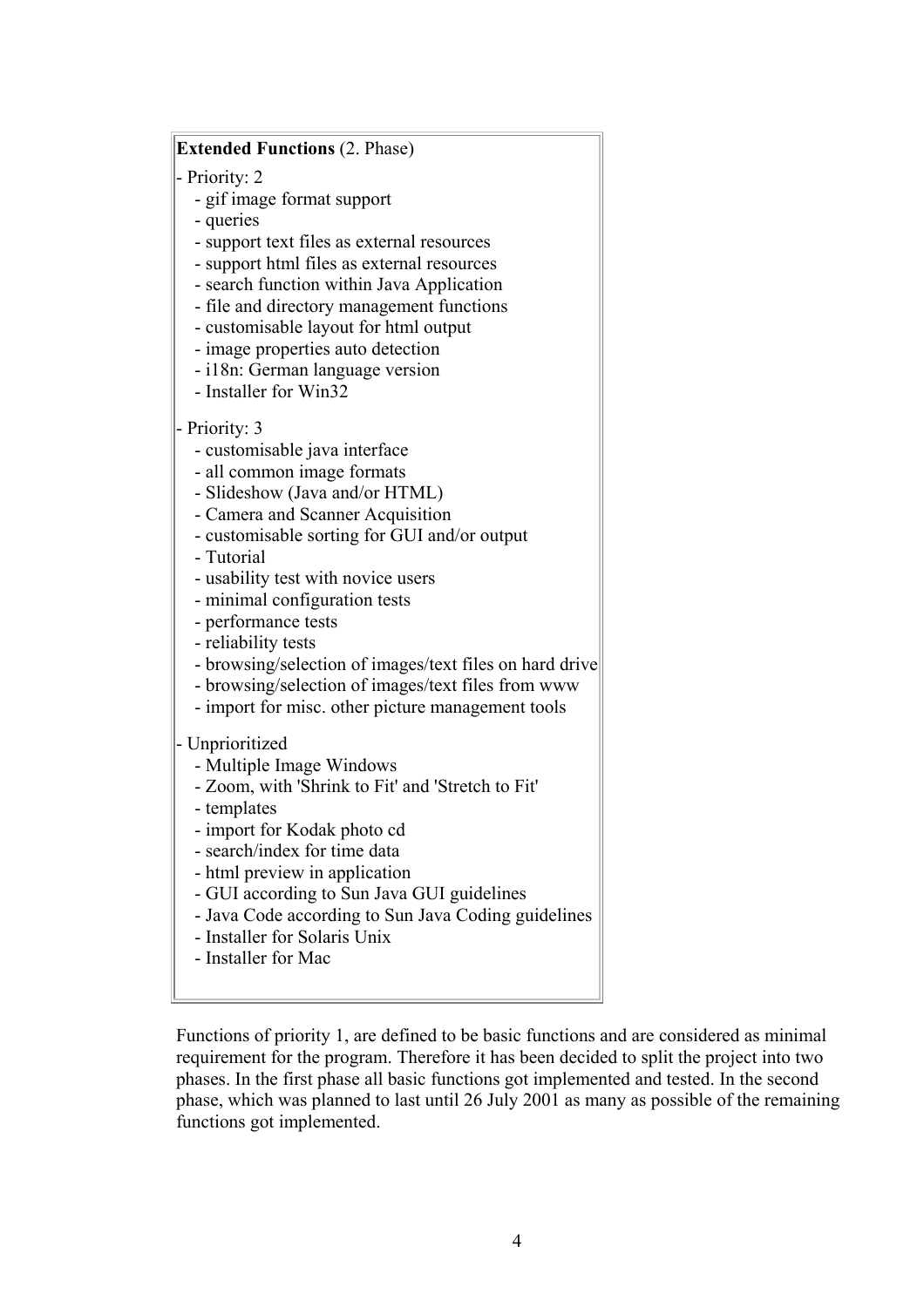**Extended Functions** (2. Phase)

- Priority: 2
  - gif image format support
  - queries
  - support text files as external resources
  - support html files as external resources
  - search function within Java Application
  - file and directory management functions
  - customisable layout for html output
  - image properties auto detection
  - i18n: German language version
  - Installer for Win32
- Priority: 3
  - customisable java interface
  - all common image formats
  - Slideshow (Java and/or HTML)
  - Camera and Scanner Acquisition
  - customisable sorting for GUI and/or output
  - Tutorial
  - usability test with novice users
  - minimal configuration tests
  - performance tests
  - reliability tests
  - browsing/selection of images/text files on hard drive
  - browsing/selection of images/text files from www
  - import for misc. other picture management tools
- Unprioritized
  - Multiple Image Windows
  - Zoom, with 'Shrink to Fit' and 'Stretch to Fit'
  - templates
  - import for Kodak photo cd
  - search/index for time data
  - html preview in application
  - GUI according to Sun Java GUI guidelines
  - Java Code according to Sun Java Coding guidelines
  - Installer for Solaris Unix
  - Installer for Mac

Functions of priority 1, are defined to be basic functions and are considered as minimal requirement for the program. Therefore it has been decided to split the project into two phases. In the first phase all basic functions got implemented and tested. In the second phase, which was planned to last until 26 July 2001 as many as possible of the remaining functions got implemented.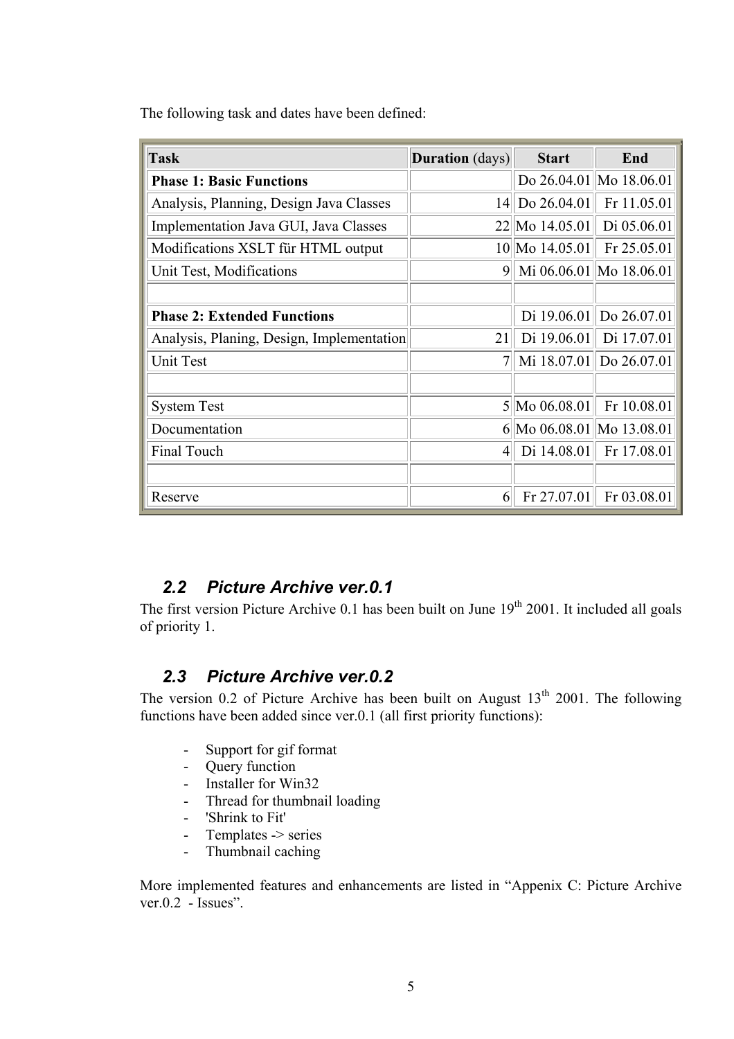The following task and dates have been defined:

| **Task** | **Duration** (days) | **Start** | **End** |
|---|---|---|---|
| **Phase 1: Basic Functions** | | Do 26.04.01 | Mo 18.06.01 |
| Analysis, Planning, Design Java Classes | 14 | Do 26.04.01 | Fr 11.05.01 |
| Implementation Java GUI, Java Classes | 22 | Mo 14.05.01 | Di 05.06.01 |
| Modifications XSLT für HTML output | 10 | Mo 14.05.01 | Fr 25.05.01 |
| Unit Test, Modifications | 9 | Mi 06.06.01 | Mo 18.06.01 |
| | | | |
| **Phase 2: Extended Functions** | | Di 19.06.01 | Do 26.07.01 |
| Analysis, Planing, Design, Implementation | 21 | Di 19.06.01 | Di 17.07.01 |
| Unit Test | 7 | Mi 18.07.01 | Do 26.07.01 |
| | | | |
| System Test | 5 | Mo 06.08.01 | Fr 10.08.01 |
| Documentation | 6 | Mo 06.08.01 | Mo 13.08.01 |
| Final Touch | 4 | Di 14.08.01 | Fr 17.08.01 |
| | | | |
| Reserve | 6 | Fr 27.07.01 | Fr 03.08.01 |

## 2.2 Picture Archive ver.0.1

The first version Picture Archive 0.1 has been built on June 19th 2001. It included all goals of priority 1.

## 2.3 Picture Archive ver.0.2

The version 0.2 of Picture Archive has been built on August 13th 2001. The following functions have been added since ver.0.1 (all first priority functions):

- Support for gif format
- Query function
- Installer for Win32
- Thread for thumbnail loading
- 'Shrink to Fit'
- Templates -> series
- Thumbnail caching

More implemented features and enhancements are listed in "Appenix C: Picture Archive ver.0.2 - Issues".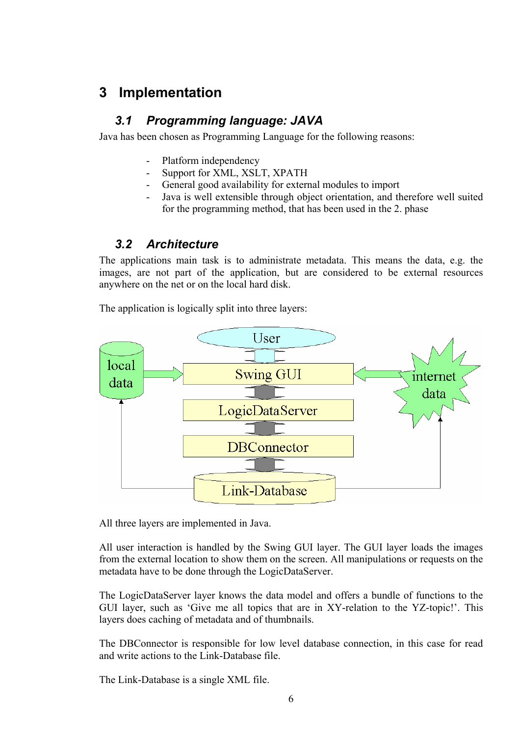# 3 Implementation

## 3.1 Programming language: JAVA

Java has been chosen as Programming Language for the following reasons:

- Platform independency
- Support for XML, XSLT, XPATH
- General good availability for external modules to import
- Java is well extensible through object orientation, and therefore well suited for the programming method, that has been used in the 2. phase

## 3.2 Architecture

The applications main task is to administrate metadata. This means the data, e.g. the images, are not part of the application, but are considered to be external resources anywhere on the net or on the local hard disk.

The application is logically split into three layers:

All three layers are implemented in Java.

All user interaction is handled by the Swing GUI layer. The GUI layer loads the images from the external location to show them on the screen. All manipulations or requests on the metadata have to be done through the LogicDataServer.

The LogicDataServer layer knows the data model and offers a bundle of functions to the GUI layer, such as 'Give me all topics that are in XY-relation to the YZ-topic!'. This layers does caching of metadata and of thumbnails.

The DBConnector is responsible for low level database connection, in this case for read and write actions to the Link-Database file.

The Link-Database is a single XML file.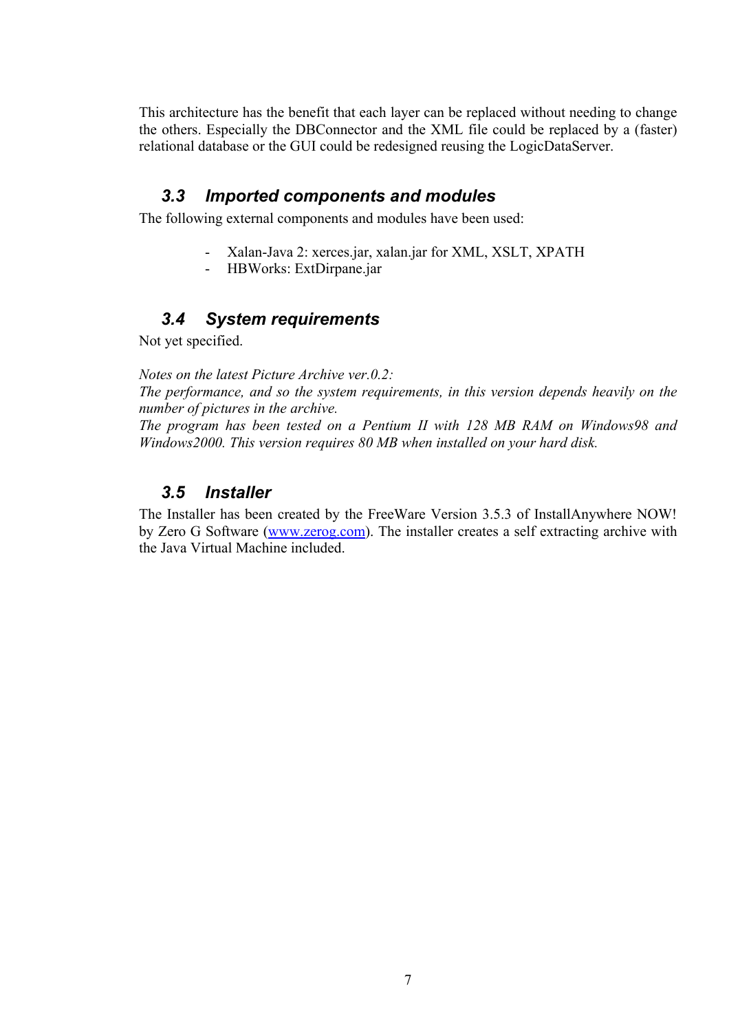This architecture has the benefit that each layer can be replaced without needing to change the others. Especially the DBConnector and the XML file could be replaced by a (faster) relational database or the GUI could be redesigned reusing the LogicDataServer.

## 3.3 Imported components and modules

The following external components and modules have been used:

- Xalan-Java 2: xerces.jar, xalan.jar for XML, XSLT, XPATH
- HBWorks: ExtDirpane.jar

## 3.4 System requirements

Not yet specified.

*Notes on the latest Picture Archive ver.0.2:*
*The performance, and so the system requirements, in this version depends heavily on the number of pictures in the archive.*
*The program has been tested on a Pentium II with 128 MB RAM on Windows98 and Windows2000. This version requires 80 MB when installed on your hard disk.*

## 3.5 Installer

The Installer has been created by the FreeWare Version 3.5.3 of InstallAnywhere NOW! by Zero G Software ([www.zerog.com](http://www.zerog.com)). The installer creates a self extracting archive with the Java Virtual Machine included.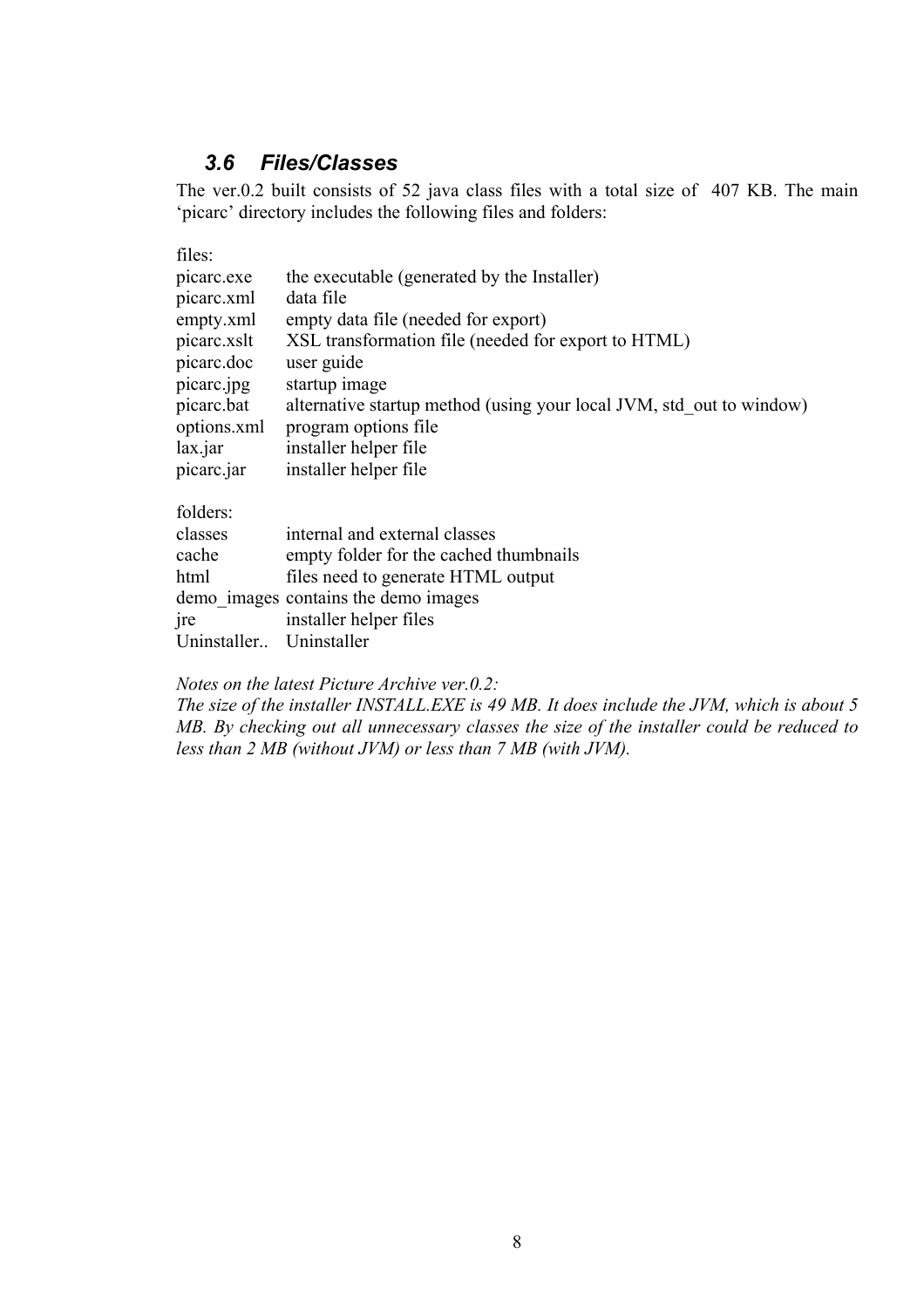### 3.6 Files/Classes

The ver.0.2 built consists of 52 java class files with a total size of 407 KB. The main ‘picarc’ directory includes the following files and folders:

files:

| | |
|---|---|
| picarc.exe | the executable (generated by the Installer) |
| picarc.xml | data file |
| empty.xml | empty data file (needed for export) |
| picarc.xslt | XSL transformation file (needed for export to HTML) |
| picarc.doc | user guide |
| picarc.jpg | startup image |
| picarc.bat | alternative startup method (using your local JVM, std_out to window) |
| options.xml | program options file |
| lax.jar | installer helper file |
| picarc.jar | installer helper file |

folders:

| | |
|---|---|
| classes | internal and external classes |
| cache | empty folder for the cached thumbnails |
| html | files need to generate HTML output |
| demo_images | contains the demo images |
| jre | installer helper files |
| Uninstaller.. | Uninstaller |

*Notes on the latest Picture Archive ver.0.2:*
*The size of the installer INSTALL.EXE is 49 MB. It does include the JVM, which is about 5 MB. By checking out all unnecessary classes the size of the installer could be reduced to less than 2 MB (without JVM) or less than 7 MB (with JVM).*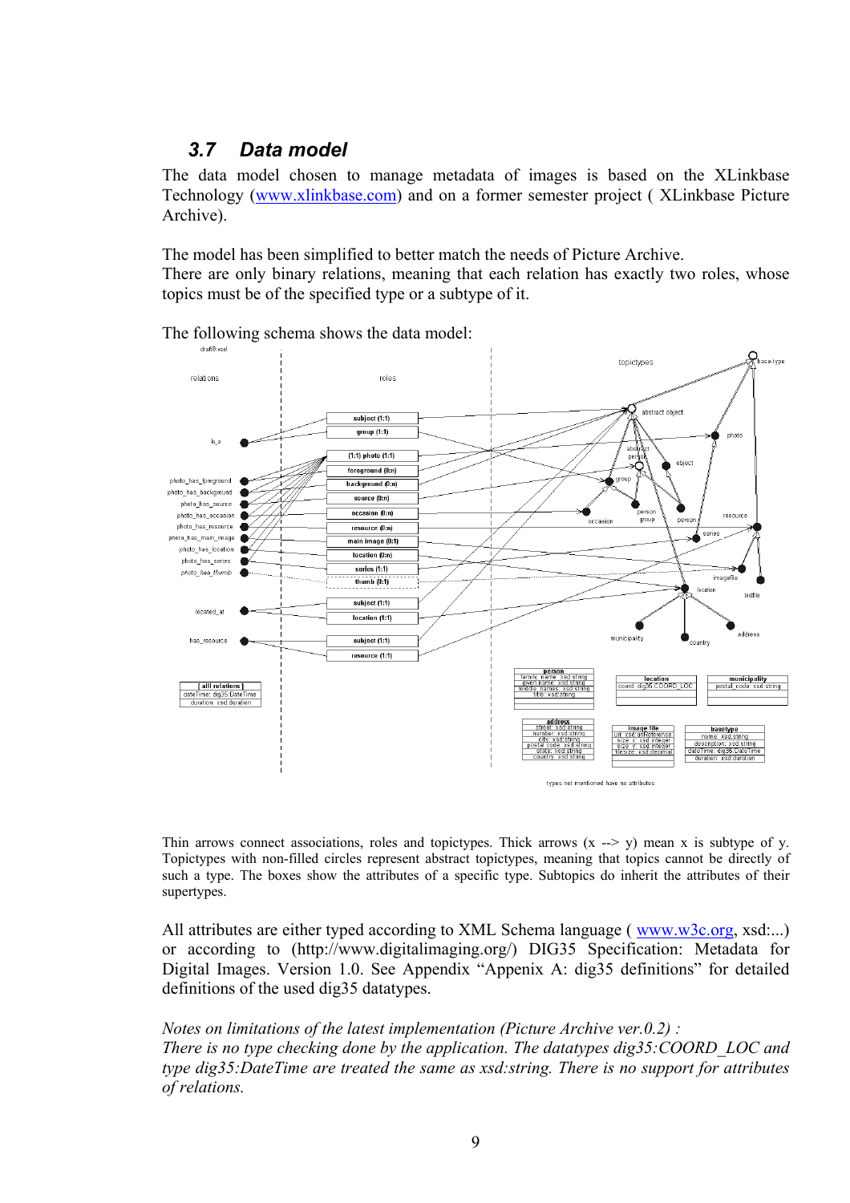### 3.7 Data model

The data model chosen to manage metadata of images is based on the XLinkbase Technology (www.xlinkbase.com) and on a former semester project ( XLinkbase Picture Archive).

The model has been simplified to better match the needs of Picture Archive.
There are only binary relations, meaning that each relation has exactly two roles, whose topics must be of the specified type or a subtype of it.

The following schema shows the data model:

Thin arrows connect associations, roles and topictypes. Thick arrows (x --> y) mean x is subtype of y. Topictypes with non-filled circles represent abstract topictypes, meaning that topics cannot be directly of such a type. The boxes show the attributes of a specific type. Subtopics do inherit the attributes of their supertypes.

All attributes are either typed according to XML Schema language ( www.w3c.org, xsd:...) or according to (http://www.digitalimaging.org/) DIG35 Specification: Metadata for Digital Images. Version 1.0. See Appendix "Appenix A: dig35 definitions" for detailed definitions of the used dig35 datatypes.

*Notes on limitations of the latest implementation (Picture Archive ver.0.2) :*
*There is no type checking done by the application. The datatypes dig35:COORD_LOC and type dig35:DateTime are treated the same as xsd:string. There is no support for attributes of relations.*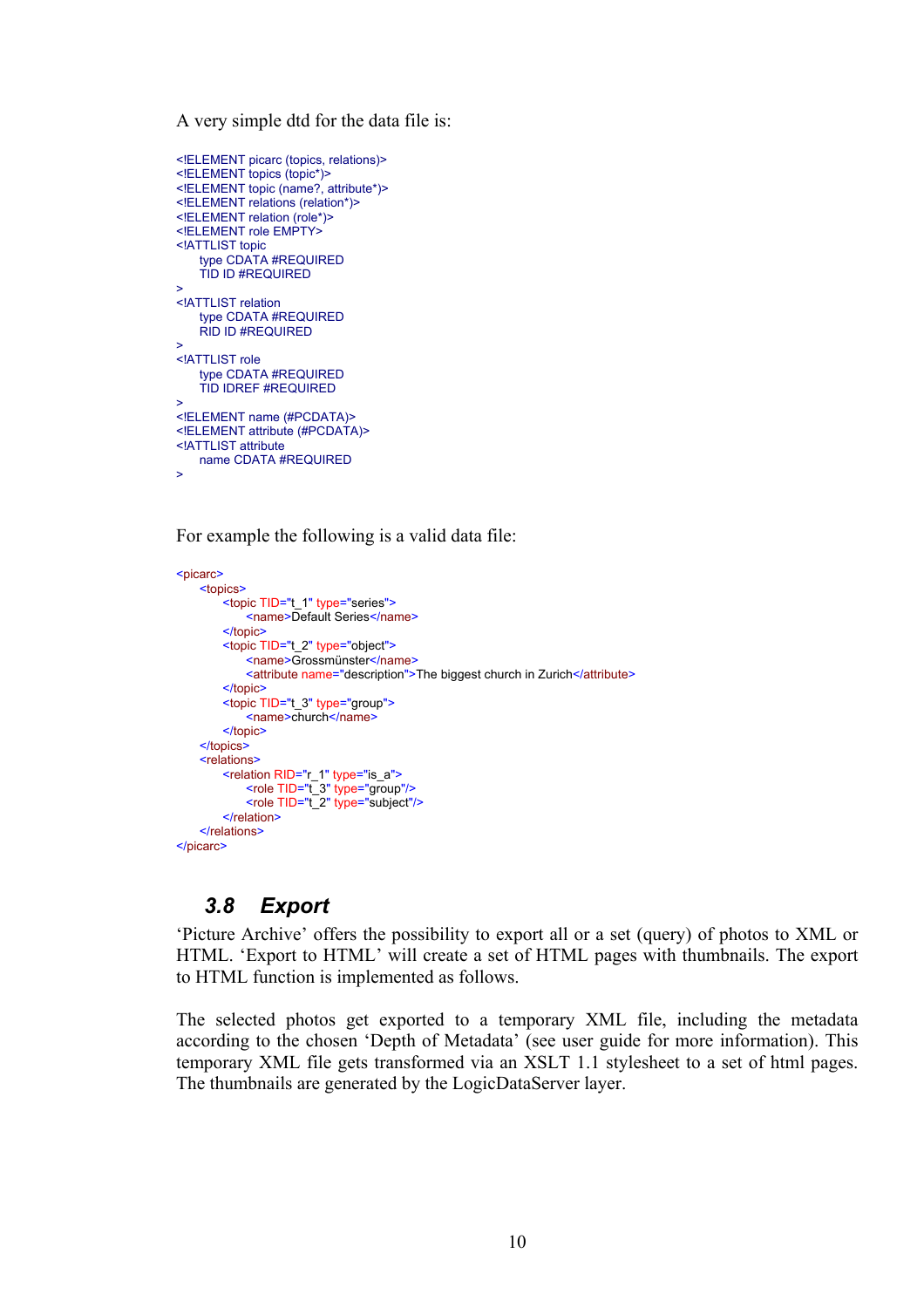A very simple dtd for the data file is:

```
<!ELEMENT picarc (topics, relations)>
<!ELEMENT topics (topic*)>
<!ELEMENT topic (name?, attribute*)>
<!ELEMENT relations (relation*)>
<!ELEMENT relation (role*)>
<!ELEMENT role EMPTY>
<!ATTLIST topic
    type CDATA #REQUIRED
    TID ID #REQUIRED
>
<!ATTLIST relation
    type CDATA #REQUIRED
    RID ID #REQUIRED
>
<!ATTLIST role
    type CDATA #REQUIRED
    TID IDREF #REQUIRED
>
<!ELEMENT name (#PCDATA)>
<!ELEMENT attribute (#PCDATA)>
<!ATTLIST attribute
    name CDATA #REQUIRED
>
```

For example the following is a valid data file:

```
<picarc>
    <topics>
        <topic TID="t_1" type="series">
            <name>Default Series</name>
        </topic>
        <topic TID="t_2" type="object">
            <name>Grossmünster</name>
            <attribute name="description">The biggest church in Zurich</attribute>
        </topic>
        <topic TID="t_3" type="group">
            <name>church</name>
        </topic>
    </topics>
    <relations>
        <relation RID="r_1" type="is_a">
            <role TID="t_3" type="group"/>
            <role TID="t_2" type="subject"/>
        </relation>
    </relations>
</picarc>
```

## 3.8 Export

'Picture Archive' offers the possibility to export all or a set (query) of photos to XML or HTML. 'Export to HTML' will create a set of HTML pages with thumbnails. The export to HTML function is implemented as follows.

The selected photos get exported to a temporary XML file, including the metadata according to the chosen 'Depth of Metadata' (see user guide for more information). This temporary XML file gets transformed via an XSLT 1.1 stylesheet to a set of html pages. The thumbnails are generated by the LogicDataServer layer.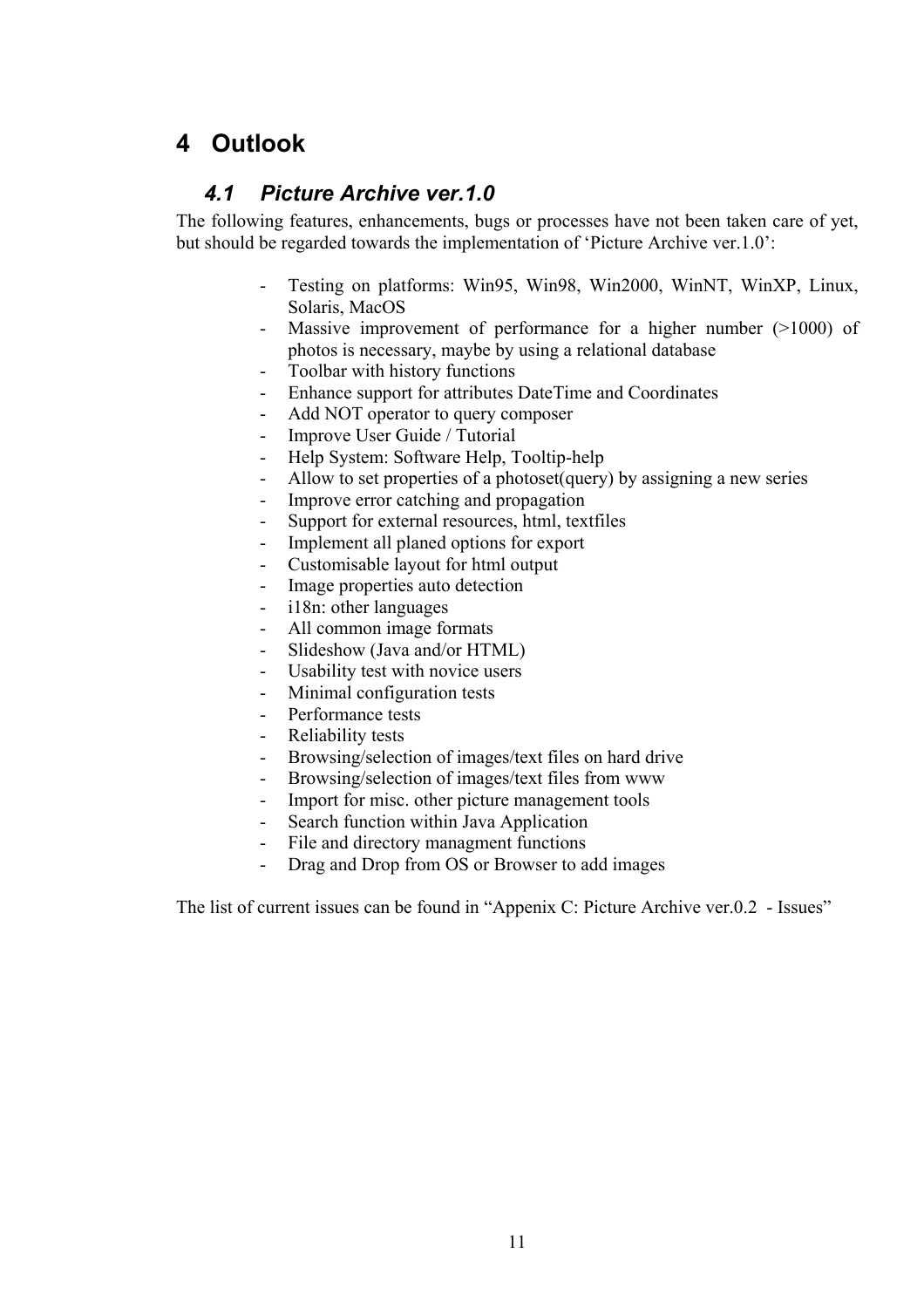# 4 Outlook

## *4.1 Picture Archive ver.1.0*

The following features, enhancements, bugs or processes have not been taken care of yet, but should be regarded towards the implementation of 'Picture Archive ver.1.0':

- Testing on platforms: Win95, Win98, Win2000, WinNT, WinXP, Linux, Solaris, MacOS
- Massive improvement of performance for a higher number (>1000) of photos is necessary, maybe by using a relational database
- Toolbar with history functions
- Enhance support for attributes DateTime and Coordinates
- Add NOT operator to query composer
- Improve User Guide / Tutorial
- Help System: Software Help, Tooltip-help
- Allow to set properties of a photoset(query) by assigning a new series
- Improve error catching and propagation
- Support for external resources, html, textfiles
- Implement all planed options for export
- Customisable layout for html output
- Image properties auto detection
- i18n: other languages
- All common image formats
- Slideshow (Java and/or HTML)
- Usability test with novice users
- Minimal configuration tests
- Performance tests
- Reliability tests
- Browsing/selection of images/text files on hard drive
- Browsing/selection of images/text files from www
- Import for misc. other picture management tools
- Search function within Java Application
- File and directory managment functions
- Drag and Drop from OS or Browser to add images

The list of current issues can be found in "Appenix C: Picture Archive ver.0.2 - Issues"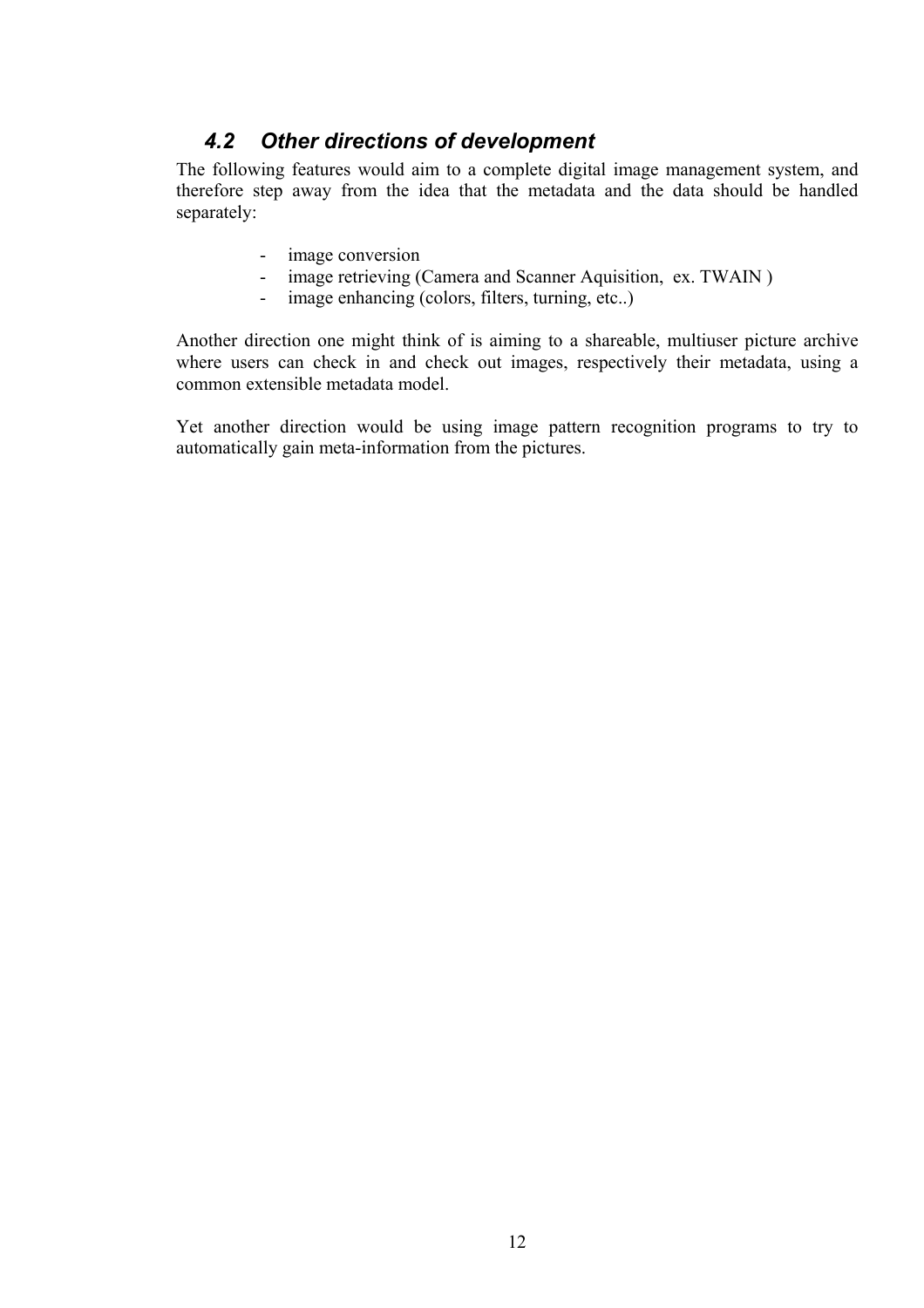### *4.2 Other directions of development*

The following features would aim to a complete digital image management system, and therefore step away from the idea that the metadata and the data should be handled separately:

- image conversion
- image retrieving (Camera and Scanner Aquisition, ex. TWAIN )
- image enhancing (colors, filters, turning, etc..)

Another direction one might think of is aiming to a shareable, multiuser picture archive where users can check in and check out images, respectively their metadata, using a common extensible metadata model.

Yet another direction would be using image pattern recognition programs to try to automatically gain meta-information from the pictures.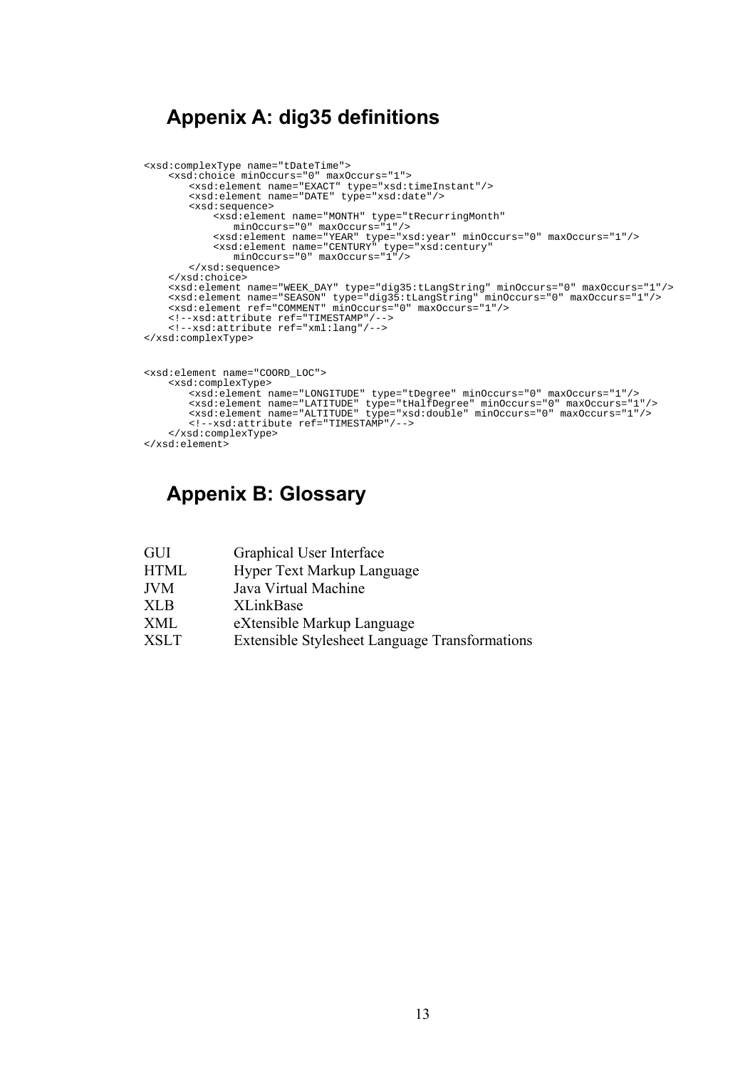# Appenix A: dig35 definitions

```
<xsd:complexType name="tDateTime">
    <xsd:choice minOccurs="0" maxOccurs="1">
        <xsd:element name="EXACT" type="xsd:timeInstant"/>
        <xsd:element name="DATE" type="xsd:date"/>
        <xsd:sequence>
            <xsd:element name="MONTH" type="tRecurringMonth"
               minOccurs="0" maxOccurs="1"/>
            <xsd:element name="YEAR" type="xsd:year" minOccurs="0" maxOccurs="1"/>
            <xsd:element name="CENTURY" type="xsd:century"
               minOccurs="0" maxOccurs="1"/>
        </xsd:sequence>
    </xsd:choice>
    <xsd:element name="WEEK_DAY" type="dig35:tLangString" minOccurs="0" maxOccurs="1"/>
    <xsd:element name="SEASON" type="dig35:tLangString" minOccurs="0" maxOccurs="1"/>
    <xsd:element ref="COMMENT" minOccurs="0" maxOccurs="1"/>
    <!--xsd:attribute ref="TIMESTAMP"/-->
    <!--xsd:attribute ref="xml:lang"/-->
</xsd:complexType>
```

```
<xsd:element name="COORD_LOC">
    <xsd:complexType>
        <xsd:element name="LONGITUDE" type="tDegree" minOccurs="0" maxOccurs="1"/>
        <xsd:element name="LATITUDE" type="tHalfDegree" minOccurs="0" maxOccurs="1"/>
        <xsd:element name="ALTITUDE" type="xsd:double" minOccurs="0" maxOccurs="1"/>
        <!--xsd:attribute ref="TIMESTAMP"/-->
    </xsd:complexType>
</xsd:element>
```

# Appenix B: Glossary

| | |
|---|---|
| GUI | Graphical User Interface |
| HTML | Hyper Text Markup Language |
| JVM | Java Virtual Machine |
| XLB | XLinkBase |
| XML | eXtensible Markup Language |
| XSLT | Extensible Stylesheet Language Transformations |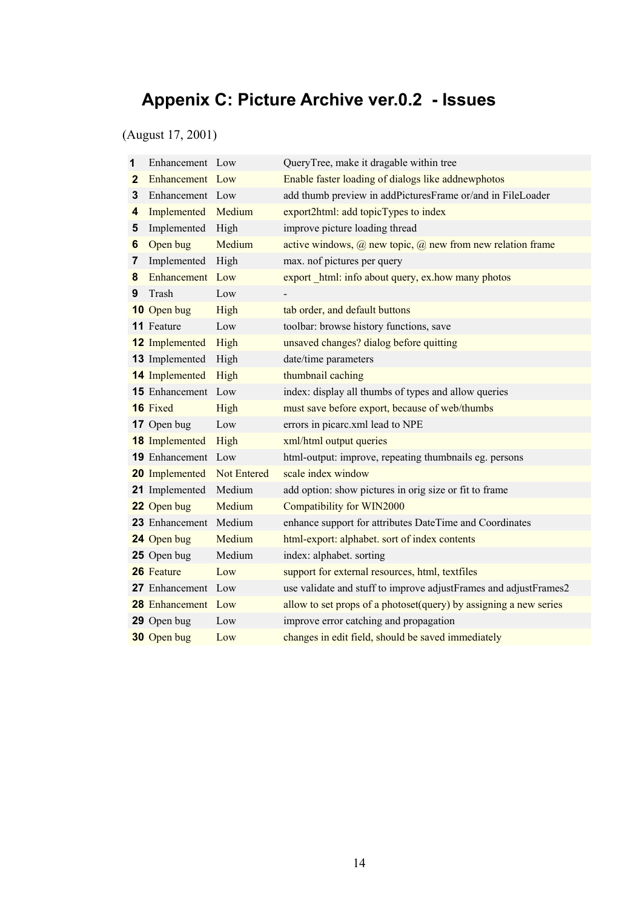# Appenix C: Picture Archive ver.0.2 - Issues

(August 17, 2001)

| | | | |
|---|---|---|---|
| **1** | Enhancement | Low | QueryTree, make it dragable within tree |
| **2** | Enhancement | Low | Enable faster loading of dialogs like addnewphotos |
| **3** | Enhancement | Low | add thumb preview in addPicturesFrame or/and in FileLoader |
| **4** | Implemented | Medium | export2html: add topicTypes to index |
| **5** | Implemented | High | improve picture loading thread |
| **6** | Open bug | Medium | active windows, @ new topic, @ new from new relation frame |
| **7** | Implemented | High | max. nof pictures per query |
| **8** | Enhancement | Low | export _html: info about query, ex.how many photos |
| **9** | Trash | Low | - |
| **10** | Open bug | High | tab order, and default buttons |
| **11** | Feature | Low | toolbar: browse history functions, save |
| **12** | Implemented | High | unsaved changes? dialog before quitting |
| **13** | Implemented | High | date/time parameters |
| **14** | Implemented | High | thumbnail caching |
| **15** | Enhancement | Low | index: display all thumbs of types and allow queries |
| **16** | Fixed | High | must save before export, because of web/thumbs |
| **17** | Open bug | Low | errors in picarc.xml lead to NPE |
| **18** | Implemented | High | xml/html output queries |
| **19** | Enhancement | Low | html-output: improve, repeating thumbnails eg. persons |
| **20** | Implemented | Not Entered | scale index window |
| **21** | Implemented | Medium | add option: show pictures in orig size or fit to frame |
| **22** | Open bug | Medium | Compatibility for WIN2000 |
| **23** | Enhancement | Medium | enhance support for attributes DateTime and Coordinates |
| **24** | Open bug | Medium | html-export: alphabet. sort of index contents |
| **25** | Open bug | Medium | index: alphabet. sorting |
| **26** | Feature | Low | support for external resources, html, textfiles |
| **27** | Enhancement | Low | use validate and stuff to improve adjustFrames and adjustFrames2 |
| **28** | Enhancement | Low | allow to set props of a photoset(query) by assigning a new series |
| **29** | Open bug | Low | improve error catching and propagation |
| **30** | Open bug | Low | changes in edit field, should be saved immediately |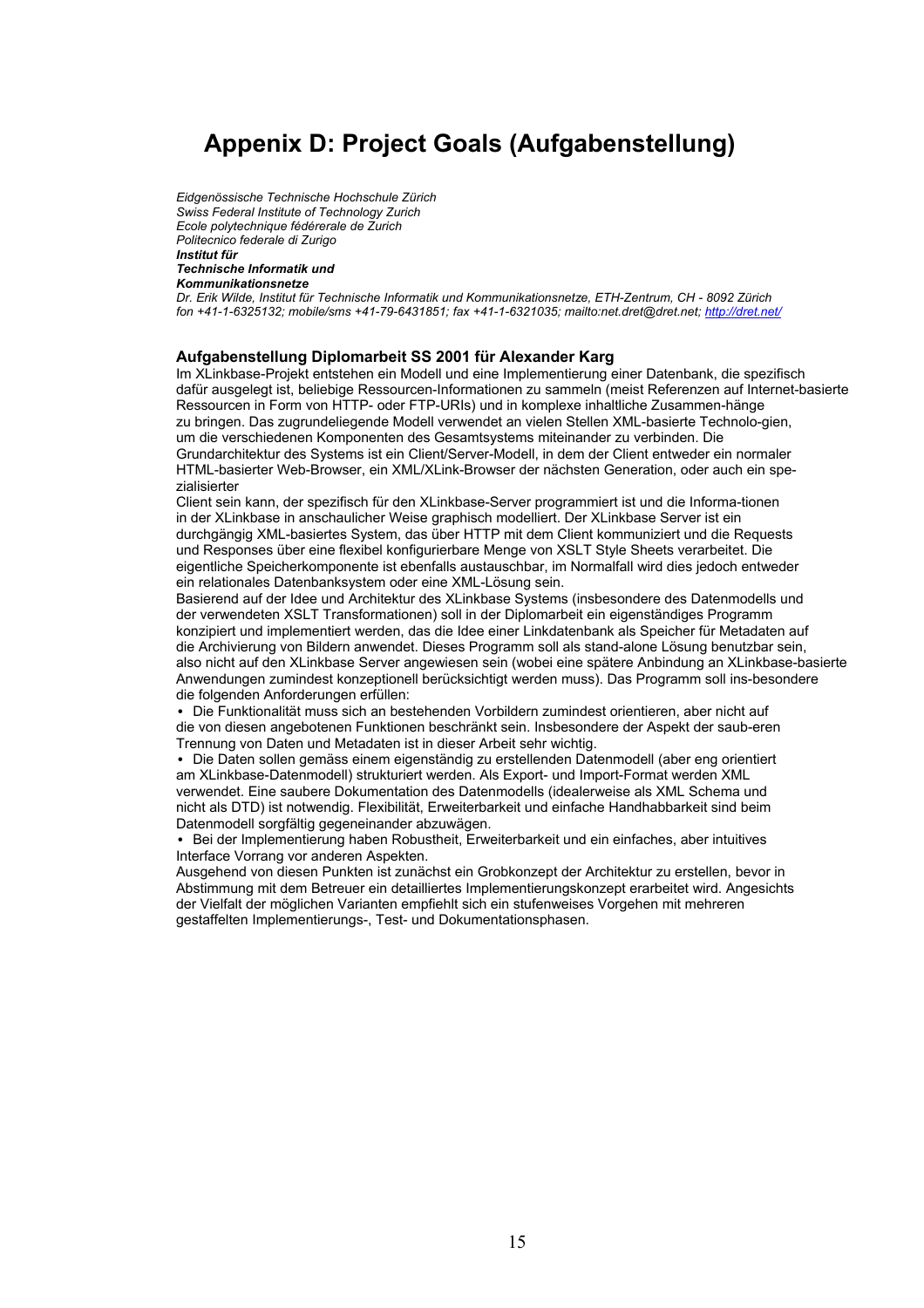# Appenix D: Project Goals (Aufgabenstellung)

*Eidgenössische Technische Hochschule Zürich*
*Swiss Federal Institute of Technology Zurich*
*Ecole polytechnique fédérerale de Zurich*
*Politecnico federale di Zurigo*
***Institut für***
***Technische Informatik und***
***Kommunikationsnetze***
*Dr. Erik Wilde, Institut für Technische Informatik und Kommunikationsnetze, ETH-Zentrum, CH - 8092 Zürich*
*fon +41-1-6325132; mobile/sms +41-79-6431851; fax +41-1-6321035; mailto:net.dret@dret.net; [http://dret.net/](http://dret.net/)*

### Aufgabenstellung Diplomarbeit SS 2001 für Alexander Karg

Im XLinkbase-Projekt entstehen ein Modell und eine Implementierung einer Datenbank, die spezifisch dafür ausgelegt ist, beliebige Ressourcen-Informationen zu sammeln (meist Referenzen auf Internet-basierte Ressourcen in Form von HTTP- oder FTP-URIs) und in komplexe inhaltliche Zusammen-hänge zu bringen. Das zugrundeliegende Modell verwendet an vielen Stellen XML-basierte Technolo-gien, um die verschiedenen Komponenten des Gesamtsystems miteinander zu verbinden. Die Grundarchitektur des Systems ist ein Client/Server-Modell, in dem der Client entweder ein normaler HTML-basierter Web-Browser, ein XML/XLink-Browser der nächsten Generation, oder auch ein spe-zialisierter
Client sein kann, der spezifisch für den XLinkbase-Server programmiert ist und die Informa-tionen in der XLinkbase in anschaulicher Weise graphisch modelliert. Der XLinkbase Server ist ein durchgängig XML-basiertes System, das über HTTP mit dem Client kommuniziert und die Requests und Responses über eine flexibel konfigurierbare Menge von XSLT Style Sheets verarbeitet. Die eigentliche Speicherkomponente ist ebenfalls austauschbar, im Normalfall wird dies jedoch entweder ein relationales Datenbanksystem oder eine XML-Lösung sein.
Basierend auf der Idee und Architektur des XLinkbase Systems (insbesondere des Datenmodells und der verwendeten XSLT Transformationen) soll in der Diplomarbeit ein eigenständiges Programm konzipiert und implementiert werden, das die Idee einer Linkdatenbank als Speicher für Metadaten auf die Archivierung von Bildern anwendet. Dieses Programm soll als stand-alone Lösung benutzbar sein, also nicht auf den XLinkbase Server angewiesen sein (wobei eine spätere Anbindung an XLinkbase-basierte Anwendungen zumindest konzeptionell berücksichtigt werden muss). Das Programm soll ins-besondere die folgenden Anforderungen erfüllen:

- Die Funktionalität muss sich an bestehenden Vorbildern zumindest orientieren, aber nicht auf die von diesen angebotenen Funktionen beschränkt sein. Insbesondere der Aspekt der saub-eren Trennung von Daten und Metadaten ist in dieser Arbeit sehr wichtig.
- Die Daten sollen gemäss einem eigenständig zu erstellenden Datenmodell (aber eng orientiert am XLinkbase-Datenmodell) strukturiert werden. Als Export- und Import-Format werden XML verwendet. Eine saubere Dokumentation des Datenmodells (idealerweise als XML Schema und nicht als DTD) ist notwendig. Flexibilität, Erweiterbarkeit und einfache Handhabbarkeit sind beim Datenmodell sorgfältig gegeneinander abzuwägen.
- Bei der Implementierung haben Robustheit, Erweiterbarkeit und ein einfaches, aber intuitives Interface Vorrang vor anderen Aspekten.

Ausgehend von diesen Punkten ist zunächst ein Grobkonzept der Architektur zu erstellen, bevor in Abstimmung mit dem Betreuer ein detailliertes Implementierungskonzept erarbeitet wird. Angesichts der Vielfalt der möglichen Varianten empfiehlt sich ein stufenweises Vorgehen mit mehreren gestaffelten Implementierungs-, Test- und Dokumentationsphasen.